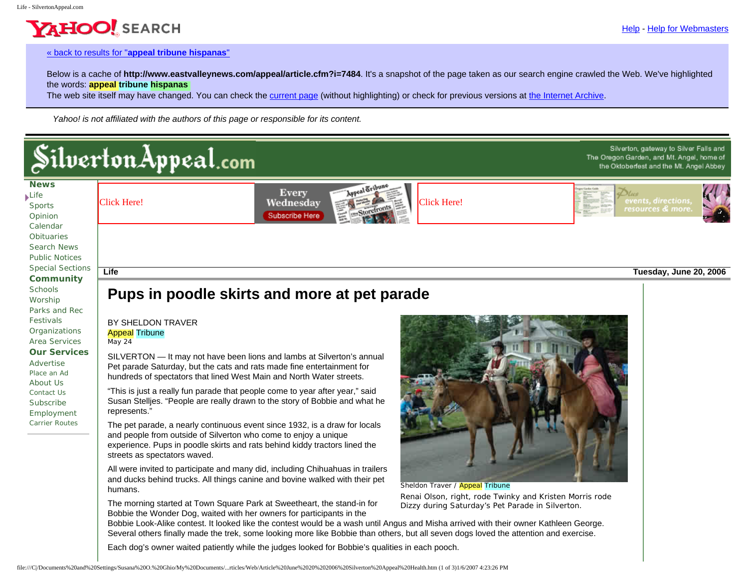[« back to results for "appeal tribune hispanas"]

Below is a cache of **http://www.eastvalleynews.com/appeal/article.cfm?i=7484**. It's a snapshot of the page taken as our search engine crawled the Web. We've highlighted the words: **appeal tribune hispanas**

The web site itself may have changed. You can check the current page (without highlighting) or check for previous versions at the Internet Archive.

*Yahoo! is not affiliated with the authors of this page or responsible for its content.*

---

SilvertonAppeal.com

Silverton, gateway to Silver Falls and The Oregon Garden, and Mt. Angel, home of the Oktoberfest and the Mt. Angel Abbey

**News**
- Life
- Sports
- Opinion
- Calendar
- Obituaries
- Search News
- Public Notices
- Special Sections

**Community**
- Schools
- Worship
- Parks and Rec
- Festivals
- Organizations
- Area Services

**Our Services**
- Advertise
- Place an Ad
- About Us
- Contact Us
- Subscribe
- Employment
- Carrier Routes

Click Here!

Every Wednesday Subscribe Here

Click Here!

**Life** — **Tuesday, June 20, 2006**

# Pups in poodle skirts and more at pet parade

BY SHELDON TRAVER
Appeal Tribune
May 24

SILVERTON — It may not have been lions and lambs at Silverton's annual Pet parade Saturday, but the cats and rats made fine entertainment for hundreds of spectators that lined West Main and North Water streets.

"This is just a really fun parade that people come to year after year," said Susan Stelljes. "People are really drawn to the story of Bobbie and what he represents."

The pet parade, a nearly continuous event since 1932, is a draw for locals and people from outside of Silverton who come to enjoy a unique experience. Pups in poodle skirts and rats behind kiddy tractors lined the streets as spectators waved.

All were invited to participate and many did, including Chihuahuas in trailers and ducks behind trucks. All things canine and bovine walked with their pet humans.

Sheldon Traver / Appeal Tribune

Renai Olson, right, rode Twinky and Kristen Morris rode Dizzy during Saturday's Pet Parade in Silverton.

The morning started at Town Square Park at Sweetheart, the stand-in for Bobbie the Wonder Dog, waited with her owners for participants in the Bobbie Look-Alike contest. It looked like the contest would be a wash until Angus and Misha arrived with their owner Kathleen George. Several others finally made the trek, some looking more like Bobbie than others, but all seven dogs loved the attention and exercise.

Each dog's owner waited patiently while the judges looked for Bobbie's qualities in each pooch.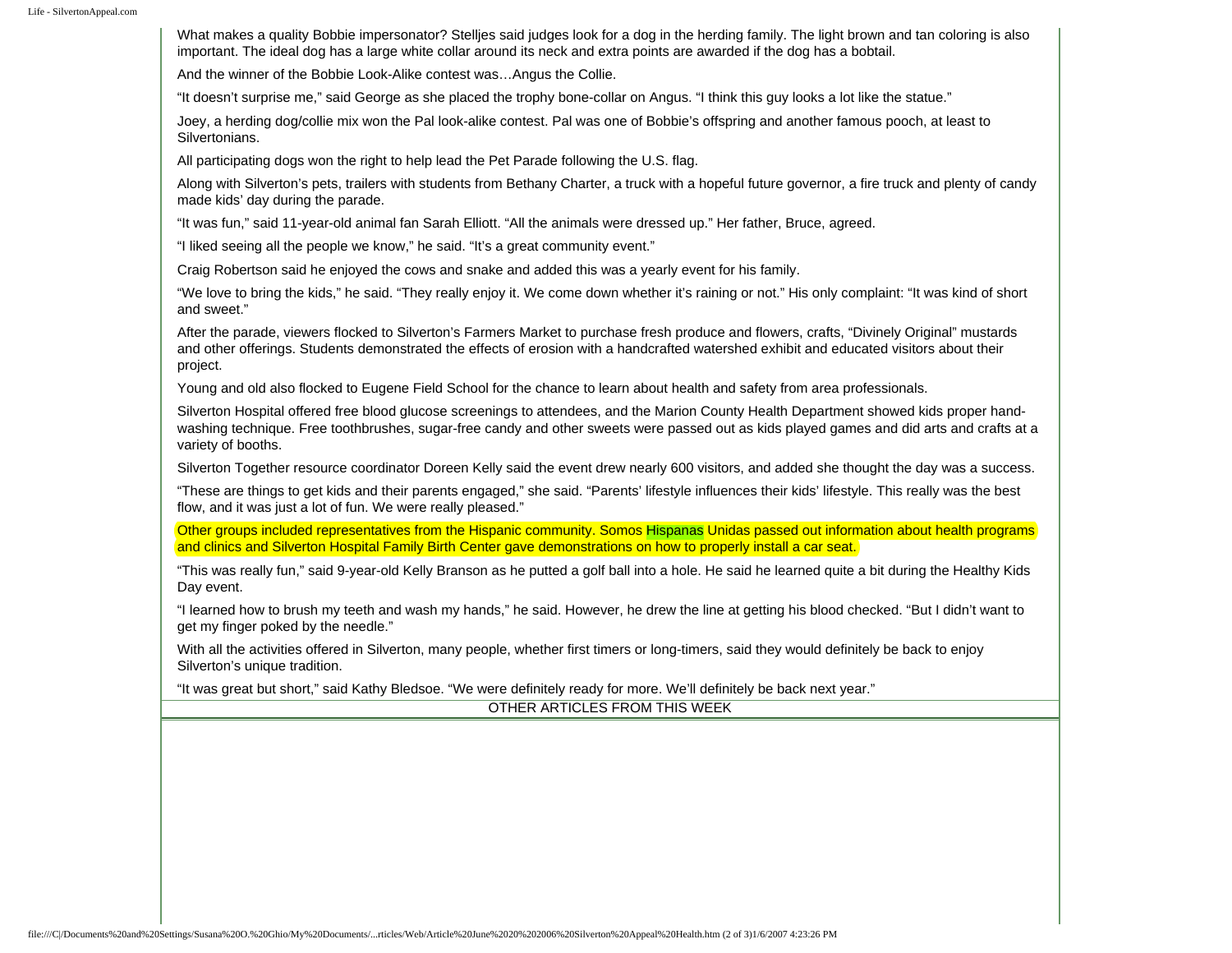What makes a quality Bobbie impersonator? Stelljes said judges look for a dog in the herding family. The light brown and tan coloring is also important. The ideal dog has a large white collar around its neck and extra points are awarded if the dog has a bobtail.

And the winner of the Bobbie Look-Alike contest was…Angus the Collie.

“It doesn’t surprise me,” said George as she placed the trophy bone-collar on Angus. “I think this guy looks a lot like the statue.”

Joey, a herding dog/collie mix won the Pal look-alike contest. Pal was one of Bobbie’s offspring and another famous pooch, at least to Silvertonians.

All participating dogs won the right to help lead the Pet Parade following the U.S. flag.

Along with Silverton’s pets, trailers with students from Bethany Charter, a truck with a hopeful future governor, a fire truck and plenty of candy made kids’ day during the parade.

“It was fun,” said 11-year-old animal fan Sarah Elliott. “All the animals were dressed up.” Her father, Bruce, agreed.

“I liked seeing all the people we know,” he said. “It’s a great community event.”

Craig Robertson said he enjoyed the cows and snake and added this was a yearly event for his family.

“We love to bring the kids,” he said. “They really enjoy it. We come down whether it’s raining or not.” His only complaint: “It was kind of short and sweet.”

After the parade, viewers flocked to Silverton’s Farmers Market to purchase fresh produce and flowers, crafts, “Divinely Original” mustards and other offerings. Students demonstrated the effects of erosion with a handcrafted watershed exhibit and educated visitors about their project.

Young and old also flocked to Eugene Field School for the chance to learn about health and safety from area professionals.

Silverton Hospital offered free blood glucose screenings to attendees, and the Marion County Health Department showed kids proper hand-washing technique. Free toothbrushes, sugar-free candy and other sweets were passed out as kids played games and did arts and crafts at a variety of booths.

Silverton Together resource coordinator Doreen Kelly said the event drew nearly 600 visitors, and added she thought the day was a success.

“These are things to get kids and their parents engaged,” she said. “Parents’ lifestyle influences their kids’ lifestyle. This really was the best flow, and it was just a lot of fun. We were really pleased.”

Other groups included representatives from the Hispanic community. Somos Hispanas Unidas passed out information about health programs and clinics and Silverton Hospital Family Birth Center gave demonstrations on how to properly install a car seat.

“This was really fun,” said 9-year-old Kelly Branson as he putted a golf ball into a hole. He said he learned quite a bit during the Healthy Kids Day event.

“I learned how to brush my teeth and wash my hands,” he said. However, he drew the line at getting his blood checked. “But I didn’t want to get my finger poked by the needle.”

With all the activities offered in Silverton, many people, whether first timers or long-timers, said they would definitely be back to enjoy Silverton’s unique tradition.

“It was great but short,” said Kathy Bledsoe. “We were definitely ready for more. We’ll definitely be back next year.”

OTHER ARTICLES FROM THIS WEEK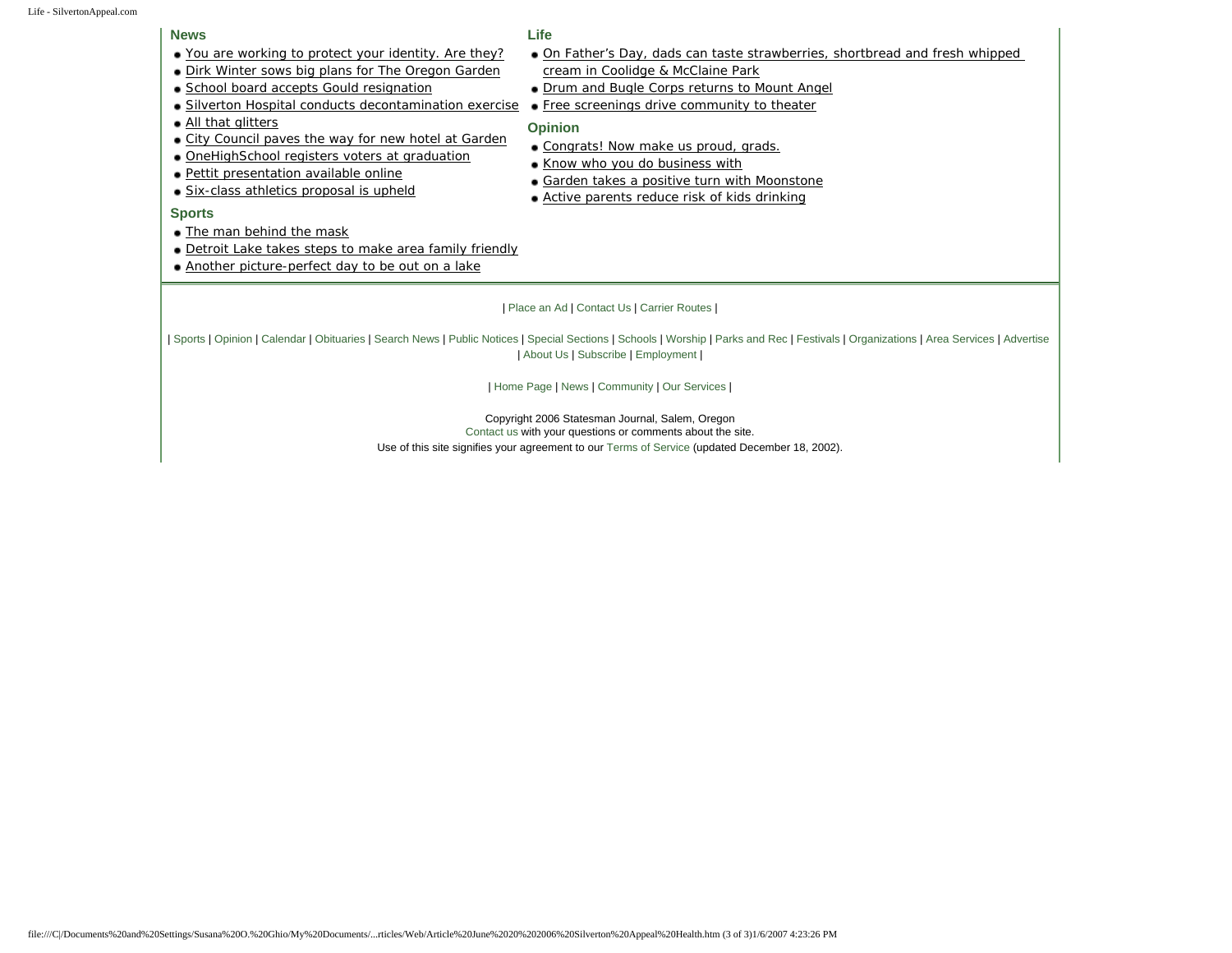### News

- You are working to protect your identity. Are they?
- Dirk Winter sows big plans for The Oregon Garden
- School board accepts Gould resignation
- Silverton Hospital conducts decontamination exercise
- All that glitters
- City Council paves the way for new hotel at Garden
- OneHighSchool registers voters at graduation
- Pettit presentation available online
- Six-class athletics proposal is upheld

### Sports

- The man behind the mask
- Detroit Lake takes steps to make area family friendly
- Another picture-perfect day to be out on a lake

### Life

- On Father's Day, dads can taste strawberries, shortbread and fresh whipped cream in Coolidge & McClaine Park
- Drum and Bugle Corps returns to Mount Angel
- Free screenings drive community to theater

### Opinion

- Congrats! Now make us proud, grads.
- Know who you do business with
- Garden takes a positive turn with Moonstone
- Active parents reduce risk of kids drinking

---

| Place an Ad | Contact Us | Carrier Routes |

| Sports | Opinion | Calendar | Obituaries | Search News | Public Notices | Special Sections | Schools | Worship | Parks and Rec | Festivals | Organizations | Area Services | Advertise | About Us | Subscribe | Employment |

| Home Page | News | Community | Our Services |

Copyright 2006 Statesman Journal, Salem, Oregon
Contact us with your questions or comments about the site.
Use of this site signifies your agreement to our Terms of Service (updated December 18, 2002).